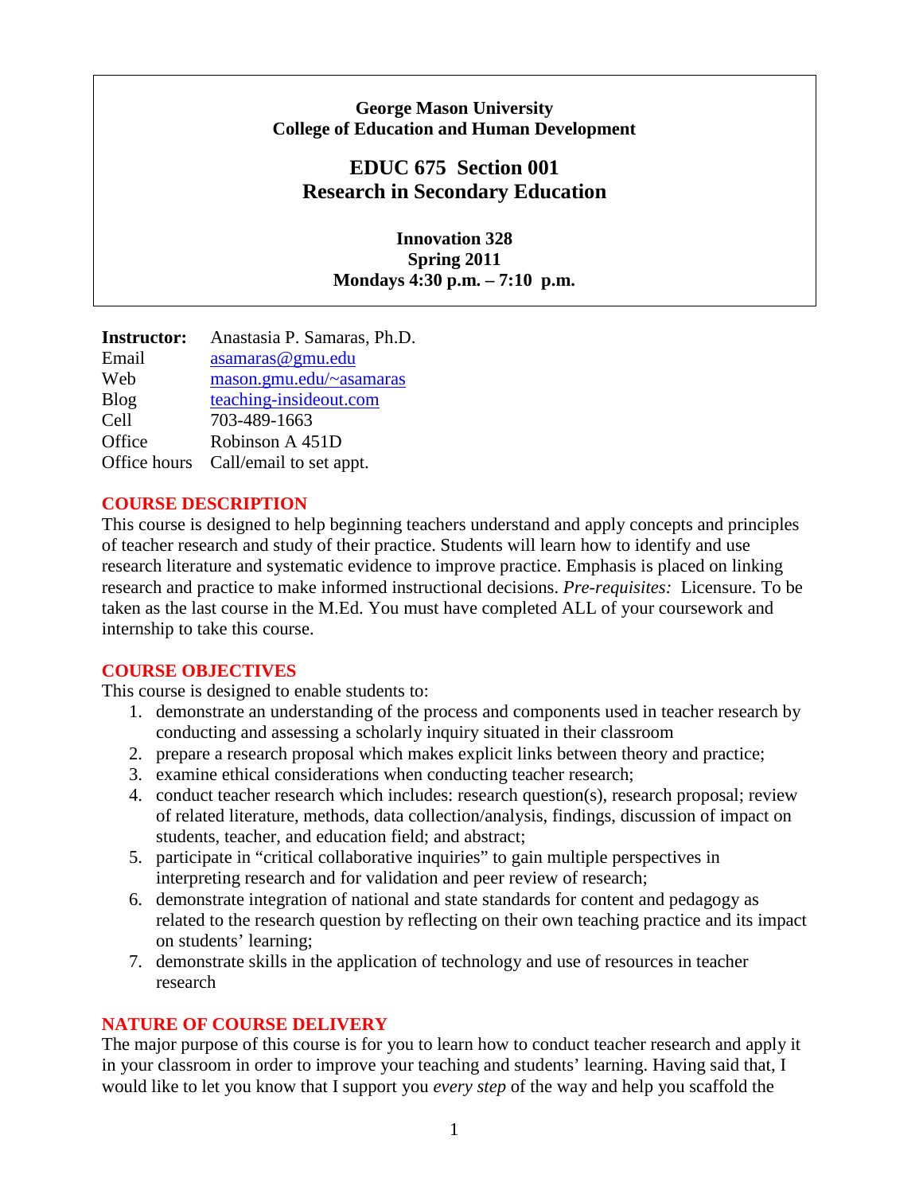**George Mason University**
**College of Education and Human Development**

# EDUC 675 Section 001
# Research in Secondary Education

**Innovation 328**
**Spring 2011**
**Mondays 4:30 p.m. – 7:10 p.m.**

**Instructor:** Anastasia P. Samaras, Ph.D.
Email asamaras@gmu.edu
Web mason.gmu.edu/~asamaras
Blog teaching-insideout.com
Cell 703-489-1663
Office Robinson A 451D
Office hours Call/email to set appt.

## COURSE DESCRIPTION

This course is designed to help beginning teachers understand and apply concepts and principles of teacher research and study of their practice. Students will learn how to identify and use research literature and systematic evidence to improve practice. Emphasis is placed on linking research and practice to make informed instructional decisions. *Pre-requisites:* Licensure. To be taken as the last course in the M.Ed. You must have completed ALL of your coursework and internship to take this course.

## COURSE OBJECTIVES

This course is designed to enable students to:

1. demonstrate an understanding of the process and components used in teacher research by conducting and assessing a scholarly inquiry situated in their classroom
2. prepare a research proposal which makes explicit links between theory and practice;
3. examine ethical considerations when conducting teacher research;
4. conduct teacher research which includes: research question(s), research proposal; review of related literature, methods, data collection/analysis, findings, discussion of impact on students, teacher, and education field; and abstract;
5. participate in "critical collaborative inquiries" to gain multiple perspectives in interpreting research and for validation and peer review of research;
6. demonstrate integration of national and state standards for content and pedagogy as related to the research question by reflecting on their own teaching practice and its impact on students' learning;
7. demonstrate skills in the application of technology and use of resources in teacher research

## NATURE OF COURSE DELIVERY

The major purpose of this course is for you to learn how to conduct teacher research and apply it in your classroom in order to improve your teaching and students' learning. Having said that, I would like to let you know that I support you *every step* of the way and help you scaffold the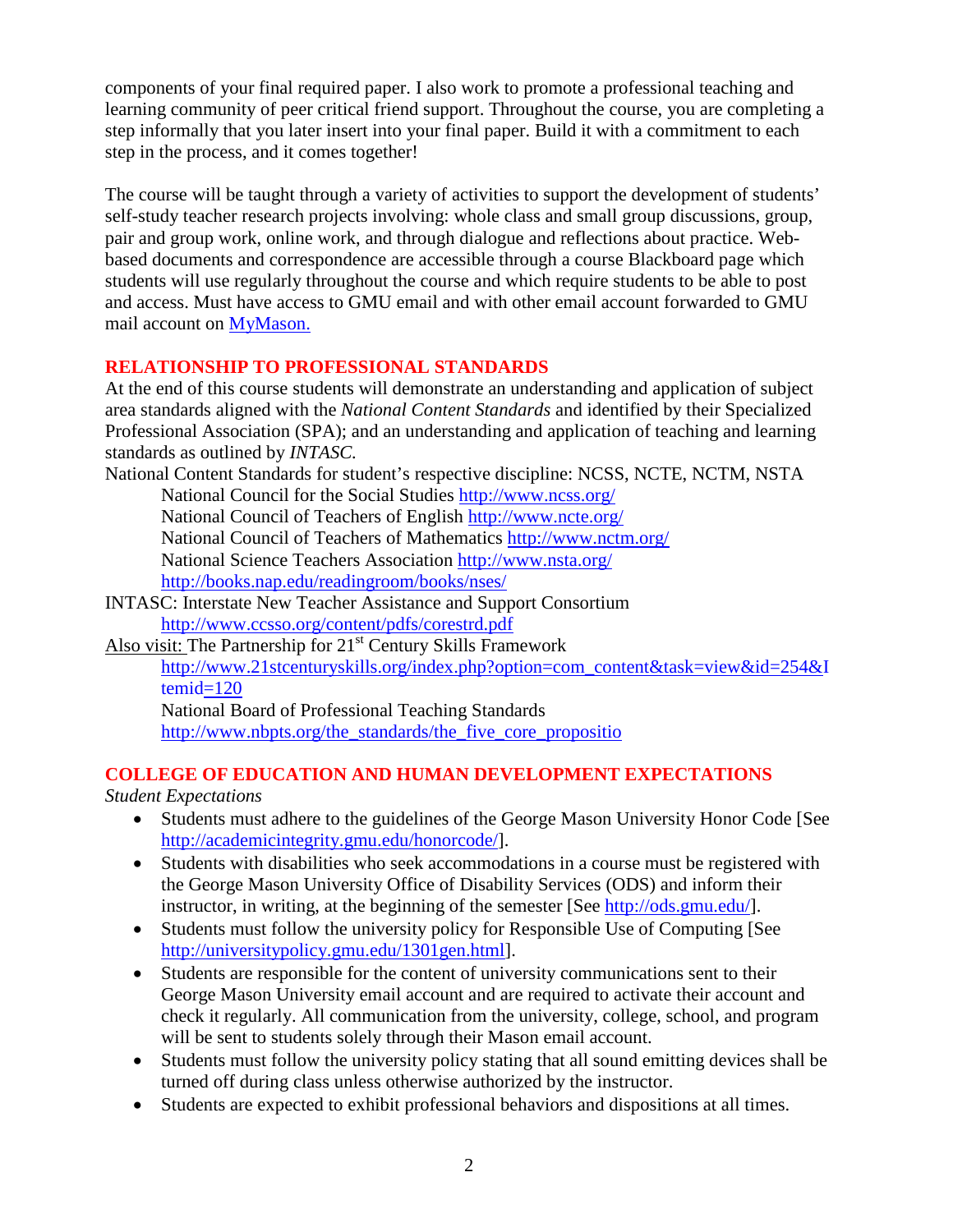components of your final required paper. I also work to promote a professional teaching and learning community of peer critical friend support. Throughout the course, you are completing a step informally that you later insert into your final paper. Build it with a commitment to each step in the process, and it comes together!

The course will be taught through a variety of activities to support the development of students' self-study teacher research projects involving: whole class and small group discussions, group, pair and group work, online work, and through dialogue and reflections about practice. Web-based documents and correspondence are accessible through a course Blackboard page which students will use regularly throughout the course and which require students to be able to post and access. Must have access to GMU email and with other email account forwarded to GMU mail account on MyMason.

## RELATIONSHIP TO PROFESSIONAL STANDARDS

At the end of this course students will demonstrate an understanding and application of subject area standards aligned with the *National Content Standards* and identified by their Specialized Professional Association (SPA); and an understanding and application of teaching and learning standards as outlined by *INTASC.*

National Content Standards for student's respective discipline: NCSS, NCTE, NCTM, NSTA

- National Council for the Social Studies http://www.ncss.org/
- National Council of Teachers of English http://www.ncte.org/
- National Council of Teachers of Mathematics http://www.nctm.org/
- National Science Teachers Association http://www.nsta.org/
  http://books.nap.edu/readingroom/books/nses/

INTASC: Interstate New Teacher Assistance and Support Consortium
  http://www.ccsso.org/content/pdfs/corestrd.pdf

Also visit: The Partnership for 21st Century Skills Framework
  http://www.21stcenturyskills.org/index.php?option=com_content&task=view&id=254&Itemid=120
  National Board of Professional Teaching Standards
  http://www.nbpts.org/the_standards/the_five_core_propositio

## COLLEGE OF EDUCATION AND HUMAN DEVELOPMENT EXPECTATIONS

*Student Expectations*

- Students must adhere to the guidelines of the George Mason University Honor Code [See http://academicintegrity.gmu.edu/honorcode/].
- Students with disabilities who seek accommodations in a course must be registered with the George Mason University Office of Disability Services (ODS) and inform their instructor, in writing, at the beginning of the semester [See http://ods.gmu.edu/].
- Students must follow the university policy for Responsible Use of Computing [See http://universitypolicy.gmu.edu/1301gen.html].
- Students are responsible for the content of university communications sent to their George Mason University email account and are required to activate their account and check it regularly. All communication from the university, college, school, and program will be sent to students solely through their Mason email account.
- Students must follow the university policy stating that all sound emitting devices shall be turned off during class unless otherwise authorized by the instructor.
- Students are expected to exhibit professional behaviors and dispositions at all times.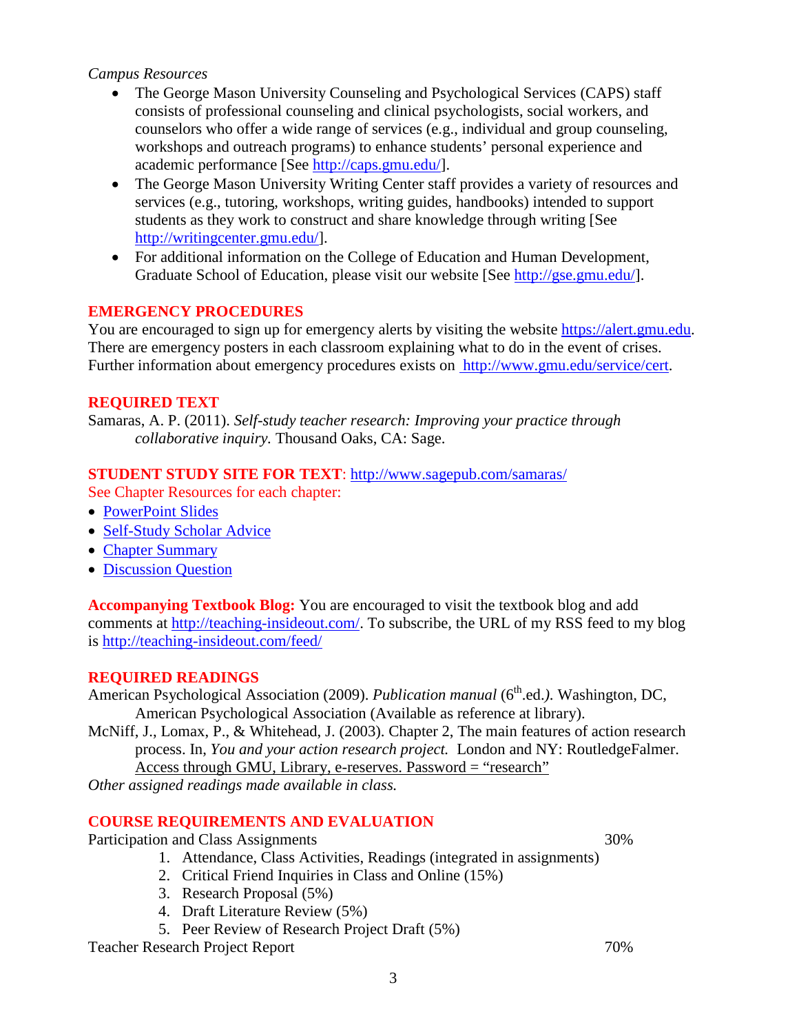*Campus Resources*

- The George Mason University Counseling and Psychological Services (CAPS) staff consists of professional counseling and clinical psychologists, social workers, and counselors who offer a wide range of services (e.g., individual and group counseling, workshops and outreach programs) to enhance students' personal experience and academic performance [See http://caps.gmu.edu/].
- The George Mason University Writing Center staff provides a variety of resources and services (e.g., tutoring, workshops, writing guides, handbooks) intended to support students as they work to construct and share knowledge through writing [See http://writingcenter.gmu.edu/].
- For additional information on the College of Education and Human Development, Graduate School of Education, please visit our website [See http://gse.gmu.edu/].

## EMERGENCY PROCEDURES

You are encouraged to sign up for emergency alerts by visiting the website https://alert.gmu.edu. There are emergency posters in each classroom explaining what to do in the event of crises. Further information about emergency procedures exists on http://www.gmu.edu/service/cert.

## REQUIRED TEXT

Samaras, A. P. (2011). *Self-study teacher research: Improving your practice through collaborative inquiry.* Thousand Oaks, CA: Sage.

## STUDENT STUDY SITE FOR TEXT: http://www.sagepub.com/samaras/

See Chapter Resources for each chapter:

- PowerPoint Slides
- Self-Study Scholar Advice
- Chapter Summary
- Discussion Question

**Accompanying Textbook Blog:** You are encouraged to visit the textbook blog and add comments at http://teaching-insideout.com/. To subscribe, the URL of my RSS feed to my blog is http://teaching-insideout.com/feed/

## REQUIRED READINGS

American Psychological Association (2009). *Publication manual* (6th.ed.). Washington, DC, American Psychological Association (Available as reference at library).

McNiff, J., Lomax, P., & Whitehead, J. (2003). Chapter 2, The main features of action research process. In, *You and your action research project.* London and NY: RoutledgeFalmer. Access through GMU, Library, e-reserves. Password = "research"

*Other assigned readings made available in class.*

## COURSE REQUIREMENTS AND EVALUATION

Participation and Class Assignments — 30%

1. Attendance, Class Activities, Readings (integrated in assignments)
2. Critical Friend Inquiries in Class and Online (15%)
3. Research Proposal (5%)
4. Draft Literature Review (5%)
5. Peer Review of Research Project Draft (5%)

Teacher Research Project Report — 70%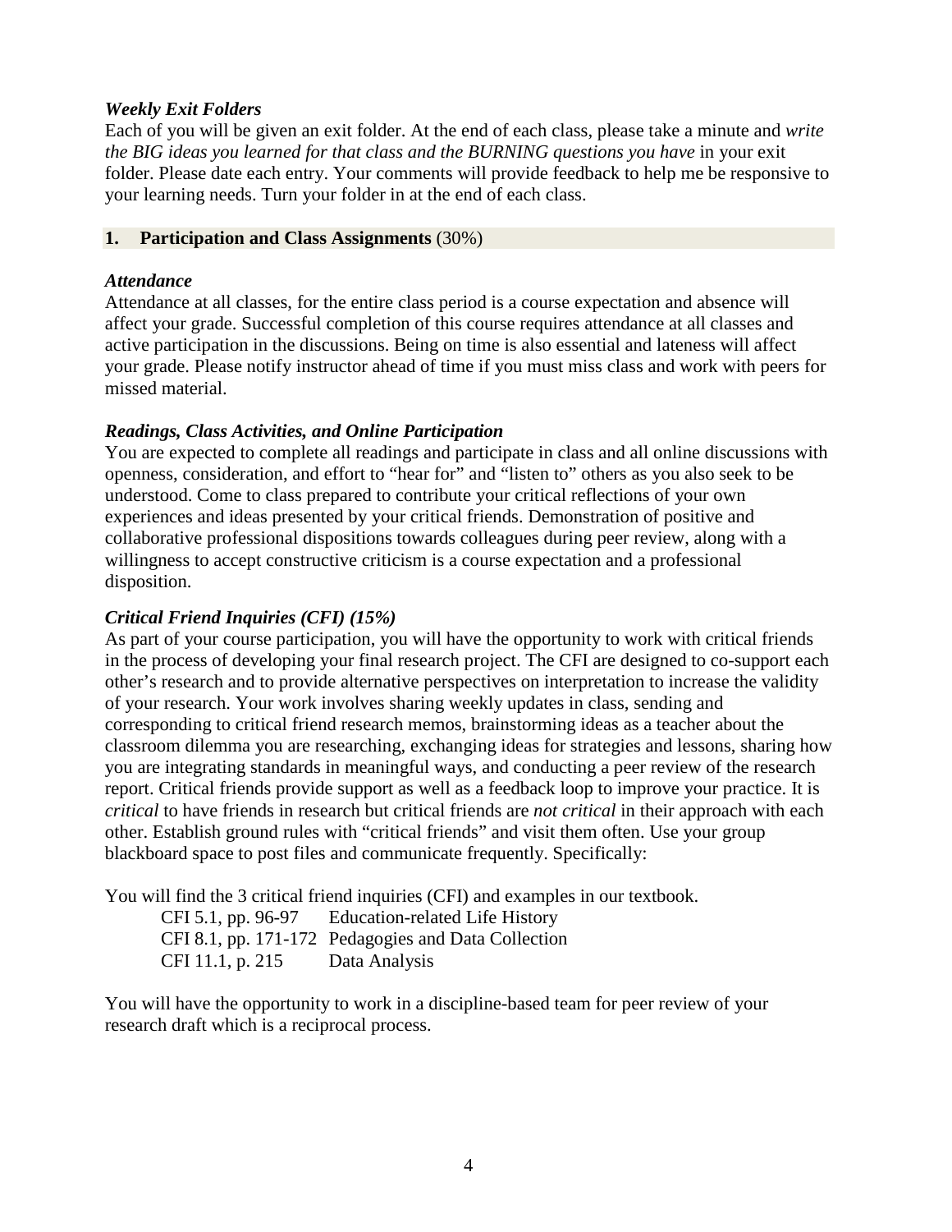***Weekly Exit Folders***

Each of you will be given an exit folder. At the end of each class, please take a minute and *write the BIG ideas you learned for that class and the BURNING questions you have* in your exit folder. Please date each entry. Your comments will provide feedback to help me be responsive to your learning needs. Turn your folder in at the end of each class.

### 1. **Participation and Class Assignments** (30%)

***Attendance***

Attendance at all classes, for the entire class period is a course expectation and absence will affect your grade. Successful completion of this course requires attendance at all classes and active participation in the discussions. Being on time is also essential and lateness will affect your grade. Please notify instructor ahead of time if you must miss class and work with peers for missed material.

***Readings, Class Activities, and Online Participation***

You are expected to complete all readings and participate in class and all online discussions with openness, consideration, and effort to "hear for" and "listen to" others as you also seek to be understood. Come to class prepared to contribute your critical reflections of your own experiences and ideas presented by your critical friends. Demonstration of positive and collaborative professional dispositions towards colleagues during peer review, along with a willingness to accept constructive criticism is a course expectation and a professional disposition.

***Critical Friend Inquiries (CFI) (15%)***

As part of your course participation, you will have the opportunity to work with critical friends in the process of developing your final research project. The CFI are designed to co-support each other's research and to provide alternative perspectives on interpretation to increase the validity of your research. Your work involves sharing weekly updates in class, sending and corresponding to critical friend research memos, brainstorming ideas as a teacher about the classroom dilemma you are researching, exchanging ideas for strategies and lessons, sharing how you are integrating standards in meaningful ways, and conducting a peer review of the research report. Critical friends provide support as well as a feedback loop to improve your practice. It is *critical* to have friends in research but critical friends are *not critical* in their approach with each other. Establish ground rules with "critical friends" and visit them often. Use your group blackboard space to post files and communicate frequently. Specifically:

You will find the 3 critical friend inquiries (CFI) and examples in our textbook.

- CFI 5.1, pp. 96-97 Education-related Life History
- CFI 8.1, pp. 171-172 Pedagogies and Data Collection
- CFI 11.1, p. 215 Data Analysis

You will have the opportunity to work in a discipline-based team for peer review of your research draft which is a reciprocal process.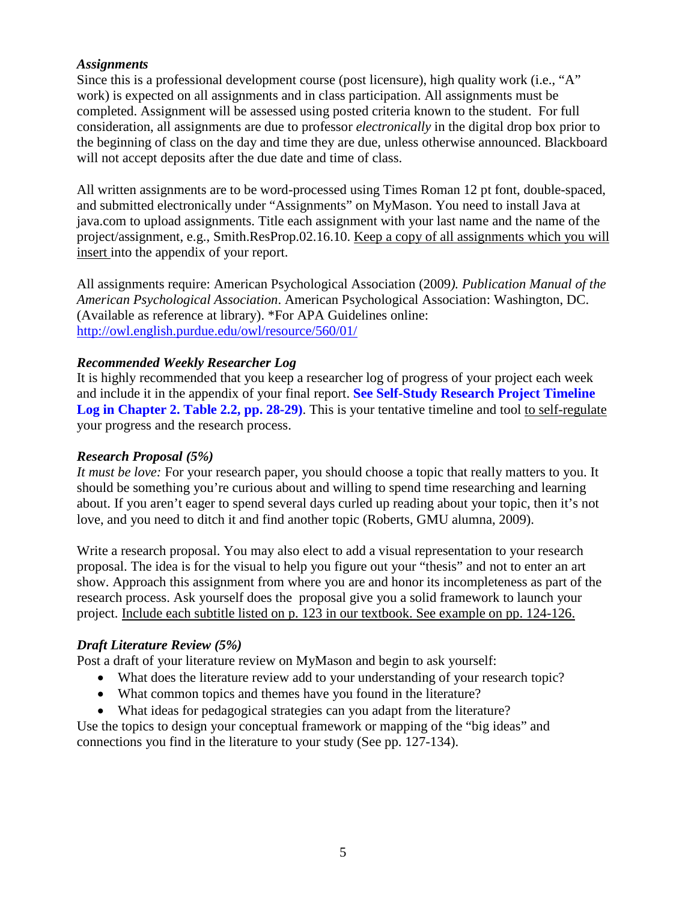***Assignments***

Since this is a professional development course (post licensure), high quality work (i.e., "A" work) is expected on all assignments and in class participation. All assignments must be completed. Assignment will be assessed using posted criteria known to the student. For full consideration, all assignments are due to professor *electronically* in the digital drop box prior to the beginning of class on the day and time they are due, unless otherwise announced. Blackboard will not accept deposits after the due date and time of class.

All written assignments are to be word-processed using Times Roman 12 pt font, double-spaced, and submitted electronically under "Assignments" on MyMason. You need to install Java at java.com to upload assignments. Title each assignment with your last name and the name of the project/assignment, e.g., Smith.ResProp.02.16.10. Keep a copy of all assignments which you will insert into the appendix of your report.

All assignments require: American Psychological Association (2009*). Publication Manual of the American Psychological Association*. American Psychological Association: Washington, DC. (Available as reference at library). *For APA Guidelines online: http://owl.english.purdue.edu/owl/resource/560/01/

***Recommended Weekly Researcher Log***

It is highly recommended that you keep a researcher log of progress of your project each week and include it in the appendix of your final report. **See Self-Study Research Project Timeline Log in Chapter 2. Table 2.2, pp. 28-29)**. This is your tentative timeline and tool to self-regulate your progress and the research process.

***Research Proposal (5%)***

*It must be love:* For your research paper, you should choose a topic that really matters to you. It should be something you're curious about and willing to spend time researching and learning about. If you aren't eager to spend several days curled up reading about your topic, then it's not love, and you need to ditch it and find another topic (Roberts, GMU alumna, 2009).

Write a research proposal. You may also elect to add a visual representation to your research proposal. The idea is for the visual to help you figure out your "thesis" and not to enter an art show. Approach this assignment from where you are and honor its incompleteness as part of the research process. Ask yourself does the proposal give you a solid framework to launch your project. Include each subtitle listed on p. 123 in our textbook. See example on pp. 124-126.

***Draft Literature Review (5%)***

Post a draft of your literature review on MyMason and begin to ask yourself:

- What does the literature review add to your understanding of your research topic?
- What common topics and themes have you found in the literature?
- What ideas for pedagogical strategies can you adapt from the literature?

Use the topics to design your conceptual framework or mapping of the "big ideas" and connections you find in the literature to your study (See pp. 127-134).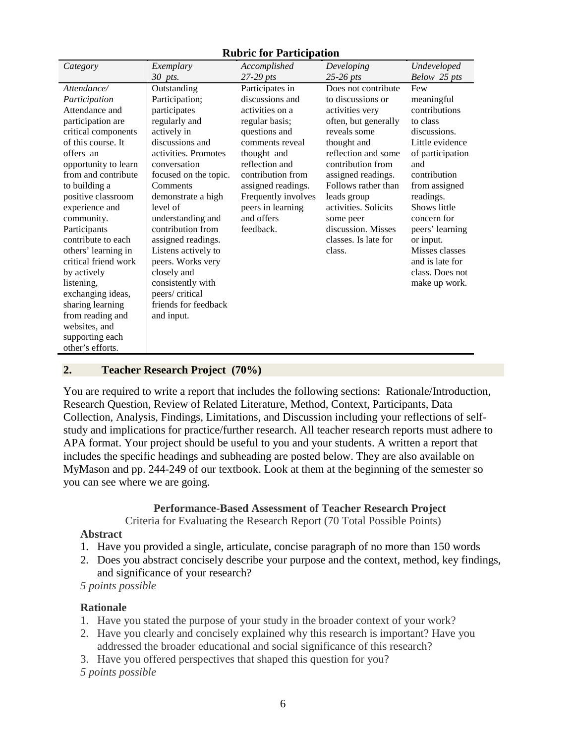**Rubric for Participation**

| *Category* | *Exemplary* *30 pts.* | *Accomplished* *27-29 pts* | *Developing* *25-26 pts* | *Undeveloped* *Below 25 pts* |
|---|---|---|---|---|
| *Attendance/ Participation* Attendance and participation are critical components of this course. It offers an opportunity to learn from and contribute to building a positive classroom experience and community. Participants contribute to each others' learning in critical friend work by actively listening, exchanging ideas, sharing learning from reading and websites, and supporting each other's efforts. | Outstanding Participation; participates regularly and actively in discussions and activities. Promotes conversation focused on the topic. Comments demonstrate a high level of understanding and contribution from assigned readings. Listens actively to peers. Works very closely and consistently with peers/ critical friends for feedback and input. | Participates in discussions and activities on a regular basis; questions and comments reveal thought and reflection and contribution from assigned readings. Frequently involves peers in learning and offers feedback. | Does not contribute to discussions or activities very often, but generally reveals some thought and reflection and some contribution from assigned readings. Follows rather than leads group activities. Solicits some peer discussion. Misses classes. Is late for class. | Few meaningful contributions to class discussions. Little evidence of participation and contribution from assigned readings. Shows little concern for peers' learning or input. Misses classes and is late for class. Does not make up work. |

## 2. Teacher Research Project (70%)

You are required to write a report that includes the following sections: Rationale/Introduction, Research Question, Review of Related Literature, Method, Context, Participants, Data Collection, Analysis, Findings, Limitations, and Discussion including your reflections of self-study and implications for practice/further research. All teacher research reports must adhere to APA format. Your project should be useful to you and your students. A written a report that includes the specific headings and subheading are posted below. They are also available on MyMason and pp. 244-249 of our textbook. Look at them at the beginning of the semester so you can see where we are going.

**Performance-Based Assessment of Teacher Research Project**

Criteria for Evaluating the Research Report (70 Total Possible Points)

**Abstract**

1. Have you provided a single, articulate, concise paragraph of no more than 150 words
2. Does you abstract concisely describe your purpose and the context, method, key findings, and significance of your research?

*5 points possible*

**Rationale**

1. Have you stated the purpose of your study in the broader context of your work?
2. Have you clearly and concisely explained why this research is important? Have you addressed the broader educational and social significance of this research?
3. Have you offered perspectives that shaped this question for you?

*5 points possible*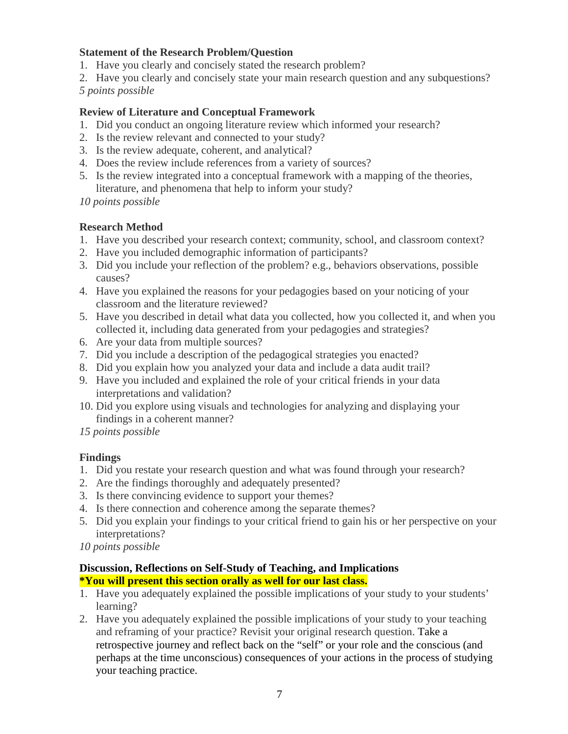**Statement of the Research Problem/Question**

1. Have you clearly and concisely stated the research problem?
2. Have you clearly and concisely state your main research question and any subquestions?

*5 points possible*

**Review of Literature and Conceptual Framework**

1. Did you conduct an ongoing literature review which informed your research?
2. Is the review relevant and connected to your study?
3. Is the review adequate, coherent, and analytical?
4. Does the review include references from a variety of sources?
5. Is the review integrated into a conceptual framework with a mapping of the theories, literature, and phenomena that help to inform your study?

*10 points possible*

**Research Method**

1. Have you described your research context; community, school, and classroom context?
2. Have you included demographic information of participants?
3. Did you include your reflection of the problem? e.g., behaviors observations, possible causes?
4. Have you explained the reasons for your pedagogies based on your noticing of your classroom and the literature reviewed?
5. Have you described in detail what data you collected, how you collected it, and when you collected it, including data generated from your pedagogies and strategies?
6. Are your data from multiple sources?
7. Did you include a description of the pedagogical strategies you enacted?
8. Did you explain how you analyzed your data and include a data audit trail?
9. Have you included and explained the role of your critical friends in your data interpretations and validation?
10. Did you explore using visuals and technologies for analyzing and displaying your findings in a coherent manner?

*15 points possible*

**Findings**

1. Did you restate your research question and what was found through your research?
2. Are the findings thoroughly and adequately presented?
3. Is there convincing evidence to support your themes?
4. Is there connection and coherence among the separate themes?
5. Did you explain your findings to your critical friend to gain his or her perspective on your interpretations?

*10 points possible*

**Discussion, Reflections on Self-Study of Teaching, and Implications**
**\*You will present this section orally as well for our last class.**

1. Have you adequately explained the possible implications of your study to your students' learning?
2. Have you adequately explained the possible implications of your study to your teaching and reframing of your practice? Revisit your original research question. Take a retrospective journey and reflect back on the "self" or your role and the conscious (and perhaps at the time unconscious) consequences of your actions in the process of studying your teaching practice.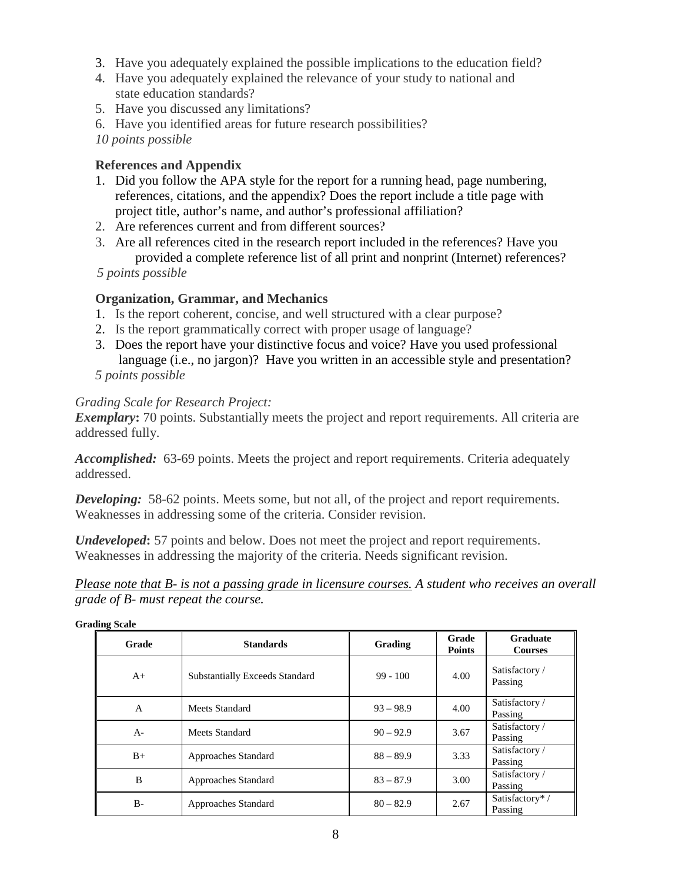3. Have you adequately explained the possible implications to the education field?
4. Have you adequately explained the relevance of your study to national and state education standards?
5. Have you discussed any limitations?
6. Have you identified areas for future research possibilities?

*10 points possible*

### References and Appendix

1. Did you follow the APA style for the report for a running head, page numbering, references, citations, and the appendix? Does the report include a title page with project title, author's name, and author's professional affiliation?
2. Are references current and from different sources?
3. Are all references cited in the research report included in the references? Have you provided a complete reference list of all print and nonprint (Internet) references?

*5 points possible*

### Organization, Grammar, and Mechanics

1. Is the report coherent, concise, and well structured with a clear purpose?
2. Is the report grammatically correct with proper usage of language?
3. Does the report have your distinctive focus and voice? Have you used professional language (i.e., no jargon)? Have you written in an accessible style and presentation?

*5 points possible*

*Grading Scale for Research Project:*

***Exemplary*:** 70 points. Substantially meets the project and report requirements. All criteria are addressed fully.

***Accomplished:*** 63-69 points. Meets the project and report requirements. Criteria adequately addressed.

***Developing:*** 58-62 points. Meets some, but not all, of the project and report requirements. Weaknesses in addressing some of the criteria. Consider revision.

***Undeveloped*:** 57 points and below. Does not meet the project and report requirements. Weaknesses in addressing the majority of the criteria. Needs significant revision.

*Please note that B- is not a passing grade in licensure courses. A student who receives an overall grade of B- must repeat the course.*

**Grading Scale**

| Grade | Standards | Grading | Grade Points | Graduate Courses |
|---|---|---|---|---|
| A+ | Substantially Exceeds Standard | 99 - 100 | 4.00 | Satisfactory / Passing |
| A | Meets Standard | 93 – 98.9 | 4.00 | Satisfactory / Passing |
| A- | Meets Standard | 90 – 92.9 | 3.67 | Satisfactory / Passing |
| B+ | Approaches Standard | 88 – 89.9 | 3.33 | Satisfactory / Passing |
| B | Approaches Standard | 83 – 87.9 | 3.00 | Satisfactory / Passing |
| B- | Approaches Standard | 80 – 82.9 | 2.67 | Satisfactory* / Passing |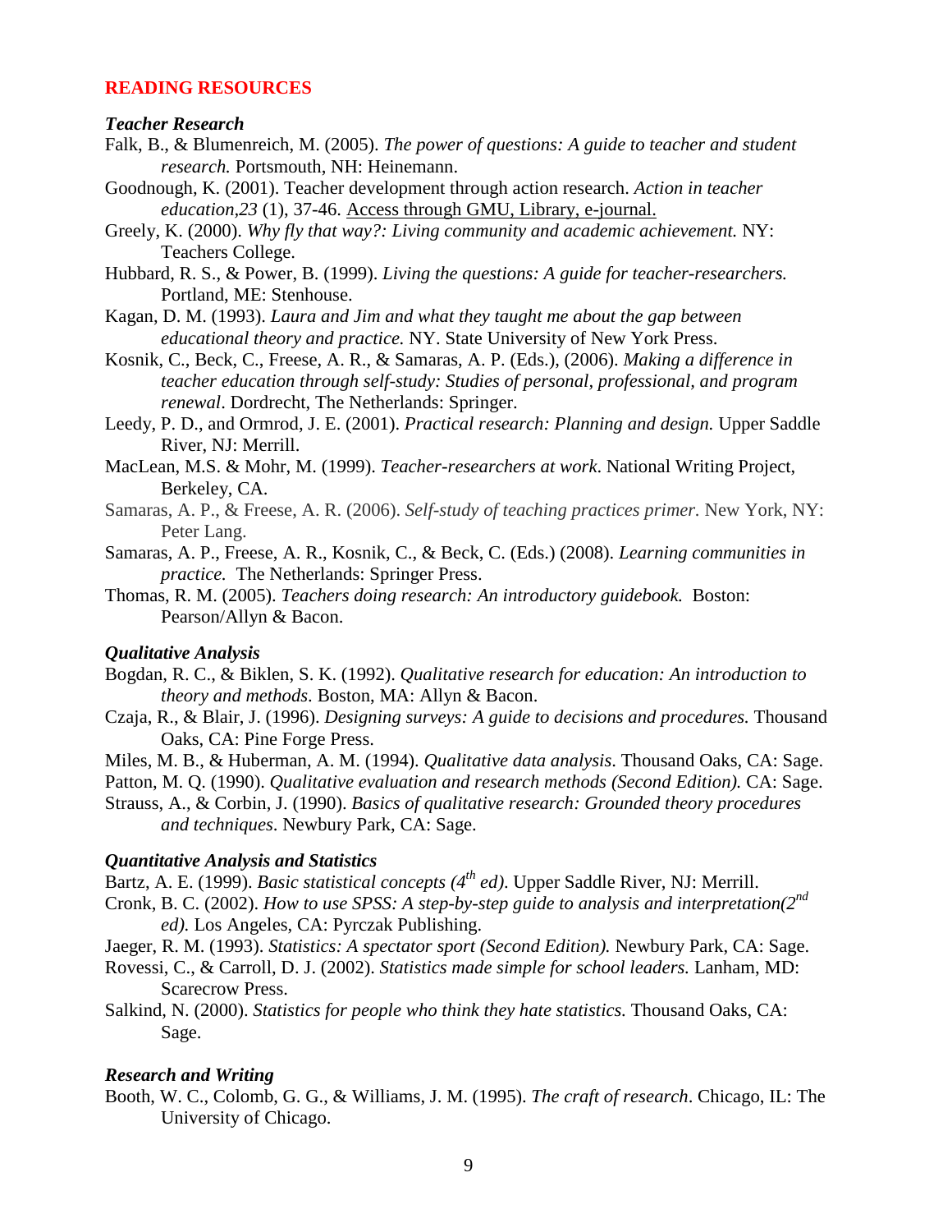## READING RESOURCES

### *Teacher Research*

Falk, B., & Blumenreich, M. (2005). *The power of questions: A guide to teacher and student research.* Portsmouth, NH: Heinemann.

Goodnough, K. (2001). Teacher development through action research. *Action in teacher education,23* (1), 37-46. Access through GMU, Library, e-journal.

Greely, K. (2000). *Why fly that way?: Living community and academic achievement.* NY: Teachers College.

Hubbard, R. S., & Power, B. (1999). *Living the questions: A guide for teacher-researchers.* Portland, ME: Stenhouse.

Kagan, D. M. (1993). *Laura and Jim and what they taught me about the gap between educational theory and practice.* NY. State University of New York Press.

Kosnik, C., Beck, C., Freese, A. R., & Samaras, A. P. (Eds.), (2006). *Making a difference in teacher education through self-study: Studies of personal, professional, and program renewal*. Dordrecht, The Netherlands: Springer.

Leedy, P. D., and Ormrod, J. E. (2001). *Practical research: Planning and design.* Upper Saddle River, NJ: Merrill.

MacLean, M.S. & Mohr, M. (1999). *Teacher-researchers at work*. National Writing Project, Berkeley, CA.

Samaras, A. P., & Freese, A. R. (2006). *Self-study of teaching practices primer.* New York, NY: Peter Lang.

Samaras, A. P., Freese, A. R., Kosnik, C., & Beck, C. (Eds.) (2008). *Learning communities in practice.* The Netherlands: Springer Press.

Thomas, R. M. (2005). *Teachers doing research: An introductory guidebook.* Boston: Pearson/Allyn & Bacon.

### *Qualitative Analysis*

Bogdan, R. C., & Biklen, S. K. (1992). *Qualitative research for education: An introduction to theory and methods*. Boston, MA: Allyn & Bacon.

Czaja, R., & Blair, J. (1996). *Designing surveys: A guide to decisions and procedures.* Thousand Oaks, CA: Pine Forge Press.

Miles, M. B., & Huberman, A. M. (1994). *Qualitative data analysis*. Thousand Oaks, CA: Sage.

Patton, M. Q. (1990). *Qualitative evaluation and research methods (Second Edition).* CA: Sage.

Strauss, A., & Corbin, J. (1990). *Basics of qualitative research: Grounded theory procedures and techniques*. Newbury Park, CA: Sage.

### *Quantitative Analysis and Statistics*

Bartz, A. E. (1999). *Basic statistical concepts (4th ed)*. Upper Saddle River, NJ: Merrill.

Cronk, B. C. (2002). *How to use SPSS: A step-by-step guide to analysis and interpretation(2nd ed).* Los Angeles, CA: Pyrczak Publishing.

Jaeger, R. M. (1993). *Statistics: A spectator sport (Second Edition).* Newbury Park, CA: Sage.

Rovessi, C., & Carroll, D. J. (2002). *Statistics made simple for school leaders.* Lanham, MD: Scarecrow Press.

Salkind, N. (2000). *Statistics for people who think they hate statistics.* Thousand Oaks, CA: Sage.

### *Research and Writing*

Booth, W. C., Colomb, G. G., & Williams, J. M. (1995). *The craft of research*. Chicago, IL: The University of Chicago.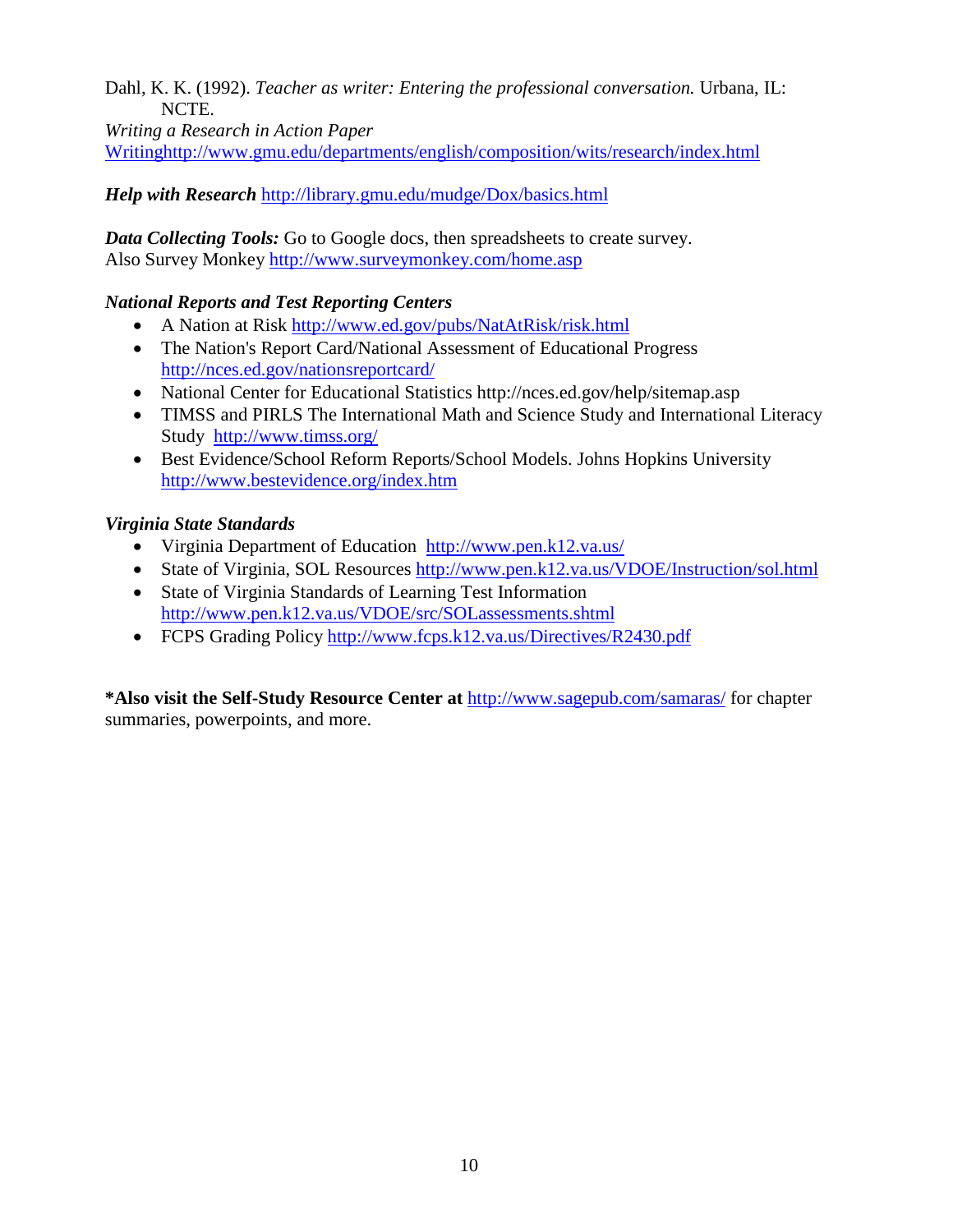Dahl, K. K. (1992). *Teacher as writer: Entering the professional conversation.* Urbana, IL: NCTE.

*Writing a Research in Action Paper*
Writinghttp://www.gmu.edu/departments/english/composition/wits/research/index.html

***Help with Research*** http://library.gmu.edu/mudge/Dox/basics.html

***Data Collecting Tools:*** Go to Google docs, then spreadsheets to create survey.
Also Survey Monkey http://www.surveymonkey.com/home.asp

***National Reports and Test Reporting Centers***

- A Nation at Risk http://www.ed.gov/pubs/NatAtRisk/risk.html
- The Nation's Report Card/National Assessment of Educational Progress http://nces.ed.gov/nationsreportcard/
- National Center for Educational Statistics http://nces.ed.gov/help/sitemap.asp
- TIMSS and PIRLS The International Math and Science Study and International Literacy Study http://www.timss.org/
- Best Evidence/School Reform Reports/School Models. Johns Hopkins University http://www.bestevidence.org/index.htm

***Virginia State Standards***

- Virginia Department of Education http://www.pen.k12.va.us/
- State of Virginia, SOL Resources http://www.pen.k12.va.us/VDOE/Instruction/sol.html
- State of Virginia Standards of Learning Test Information http://www.pen.k12.va.us/VDOE/src/SOLassessments.shtml
- FCPS Grading Policy http://www.fcps.k12.va.us/Directives/R2430.pdf

**\*Also visit the Self-Study Resource Center at** http://www.sagepub.com/samaras/ for chapter summaries, powerpoints, and more.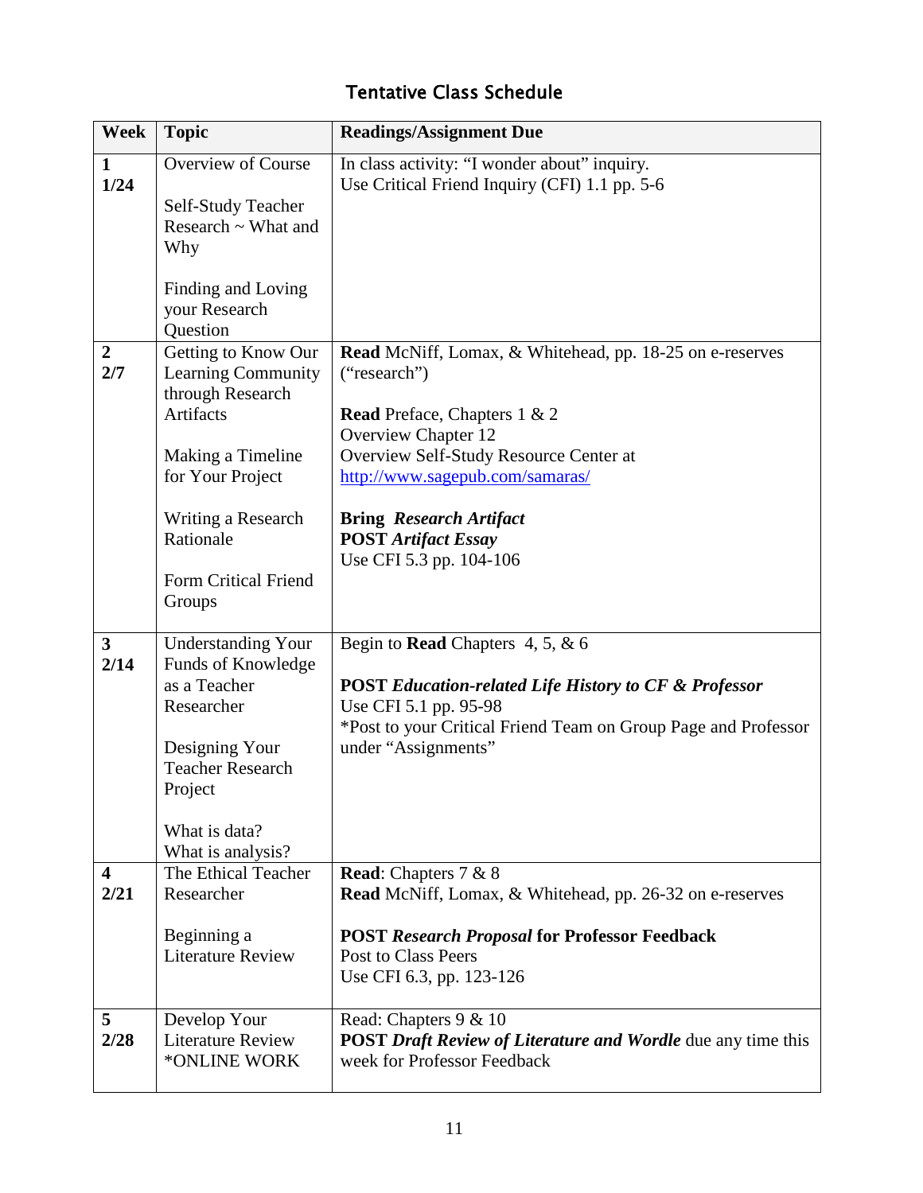## Tentative Class Schedule

| Week | Topic | Readings/Assignment Due |
|---|---|---|
| **1**<br>**1/24** | Overview of Course<br><br>Self-Study Teacher Research ~ What and Why<br><br>Finding and Loving your Research Question | In class activity: "I wonder about" inquiry.<br>Use Critical Friend Inquiry (CFI) 1.1 pp. 5-6 |
| **2**<br>**2/7** | Getting to Know Our Learning Community through Research Artifacts<br><br>Making a Timeline for Your Project<br><br>Writing a Research Rationale<br><br>Form Critical Friend Groups | **Read** McNiff, Lomax, & Whitehead, pp. 18-25 on e-reserves ("research")<br><br>**Read** Preface, Chapters 1 & 2<br>Overview Chapter 12<br>Overview Self-Study Resource Center at http://www.sagepub.com/samaras/<br><br>**Bring** ***Research Artifact***<br>**POST** ***Artifact Essay***<br>Use CFI 5.3 pp. 104-106 |
| **3**<br>**2/14** | Understanding Your Funds of Knowledge as a Teacher Researcher<br><br>Designing Your Teacher Research Project<br><br>What is data?<br>What is analysis? | Begin to **Read** Chapters 4, 5, & 6<br><br>**POST** ***Education-related Life History to CF & Professor***<br>Use CFI 5.1 pp. 95-98<br>*Post to your Critical Friend Team on Group Page and Professor under "Assignments" |
| **4**<br>**2/21** | The Ethical Teacher Researcher<br><br>Beginning a Literature Review | **Read**: Chapters 7 & 8<br>**Read** McNiff, Lomax, & Whitehead, pp. 26-32 on e-reserves<br><br>**POST** ***Research Proposal*** **for Professor Feedback**<br>Post to Class Peers<br>Use CFI 6.3, pp. 123-126 |
| **5**<br>**2/28** | Develop Your Literature Review<br>*ONLINE WORK | Read: Chapters 9 & 10<br>**POST** ***Draft Review of Literature and Wordle*** due any time this week for Professor Feedback |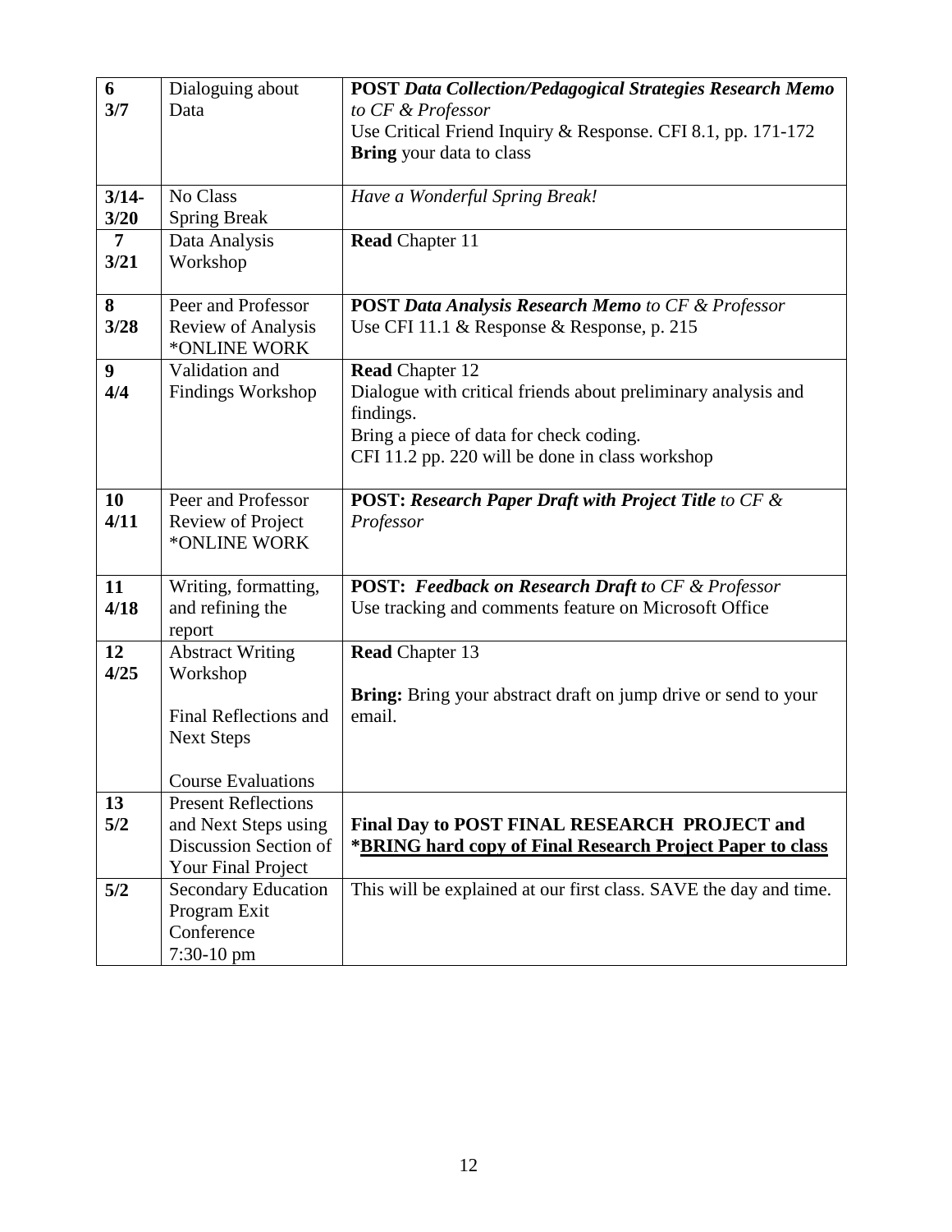| | | |
|---|---|---|
| **6**<br>**3/7** | Dialoguing about Data | **POST** ***Data Collection/Pedagogical Strategies Research Memo*** *to CF & Professor*<br>Use Critical Friend Inquiry & Response. CFI 8.1, pp. 171-172<br>**Bring** your data to class |
| **3/14-**<br>**3/20** | No Class<br>Spring Break | *Have a Wonderful Spring Break!* |
| **7**<br>**3/21** | Data Analysis Workshop | **Read** Chapter 11 |
| **8**<br>**3/28** | Peer and Professor Review of Analysis<br>*ONLINE WORK | **POST** ***Data Analysis Research Memo*** *to CF & Professor*<br>Use CFI 11.1 & Response & Response, p. 215 |
| **9**<br>**4/4** | Validation and Findings Workshop | **Read** Chapter 12<br>Dialogue with critical friends about preliminary analysis and findings.<br>Bring a piece of data for check coding.<br>CFI 11.2 pp. 220 will be done in class workshop |
| **10**<br>**4/11** | Peer and Professor Review of Project<br>*ONLINE WORK | **POST:** ***Research Paper Draft with Project Title*** *to CF & Professor* |
| **11**<br>**4/18** | Writing, formatting, and refining the report | **POST:** ***Feedback on Research Draft t****o CF & Professor*<br>Use tracking and comments feature on Microsoft Office |
| **12**<br>**4/25** | Abstract Writing Workshop<br><br>Final Reflections and Next Steps<br><br>Course Evaluations | **Read** Chapter 13<br><br>**Bring:** Bring your abstract draft on jump drive or send to your email. |
| **13**<br>**5/2** | Present Reflections and Next Steps using Discussion Section of Your Final Project | **Final Day to POST FINAL RESEARCH PROJECT and**<br>**\*<u>BRING hard copy of Final Research Project Paper to class</u>** |
| **5/2** | Secondary Education Program Exit Conference<br>7:30-10 pm | This will be explained at our first class. SAVE the day and time. |